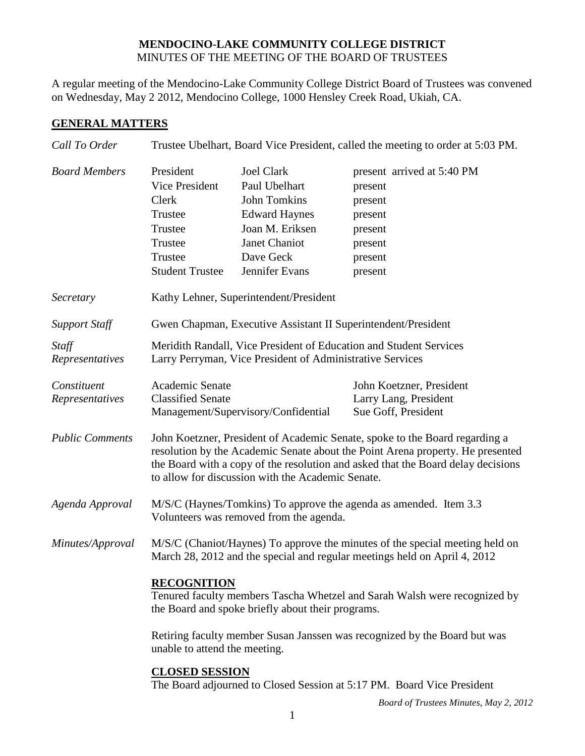**MENDOCINO-LAKE COMMUNITY COLLEGE DISTRICT**
MINUTES OF THE MEETING OF THE BOARD OF TRUSTEES

A regular meeting of the Mendocino-Lake Community College District Board of Trustees was convened on Wednesday, May 2 2012, Mendocino College, 1000 Hensley Creek Road, Ukiah, CA.

## GENERAL MATTERS

*Call To Order* — Trustee Ubelhart, Board Vice President, called the meeting to order at 5:03 PM.

*Board Members*

| | | |
|---|---|---|
| President | Joel Clark | present arrived at 5:40 PM |
| Vice President | Paul Ubelhart | present |
| Clerk | John Tomkins | present |
| Trustee | Edward Haynes | present |
| Trustee | Joan M. Eriksen | present |
| Trustee | Janet Chaniot | present |
| Trustee | Dave Geck | present |
| Student Trustee | Jennifer Evans | present |

*Secretary* — Kathy Lehner, Superintendent/President

*Support Staff* — Gwen Chapman, Executive Assistant II Superintendent/President

*Staff Representatives* — Meridith Randall, Vice President of Education and Student Services
Larry Perryman, Vice President of Administrative Services

*Constituent Representatives*

| | |
|---|---|
| Academic Senate | John Koetzner, President |
| Classified Senate | Larry Lang, President |
| Management/Supervisory/Confidential | Sue Goff, President |

*Public Comments* — John Koetzner, President of Academic Senate, spoke to the Board regarding a resolution by the Academic Senate about the Point Arena property. He presented the Board with a copy of the resolution and asked that the Board delay decisions to allow for discussion with the Academic Senate.

*Agenda Approval* — M/S/C (Haynes/Tomkins) To approve the agenda as amended. Item 3.3 Volunteers was removed from the agenda.

*Minutes/Approval* — M/S/C (Chaniot/Haynes) To approve the minutes of the special meeting held on March 28, 2012 and the special and regular meetings held on April 4, 2012

### RECOGNITION

Tenured faculty members Tascha Whetzel and Sarah Walsh were recognized by the Board and spoke briefly about their programs.

Retiring faculty member Susan Janssen was recognized by the Board but was unable to attend the meeting.

### CLOSED SESSION

The Board adjourned to Closed Session at 5:17 PM. Board Vice President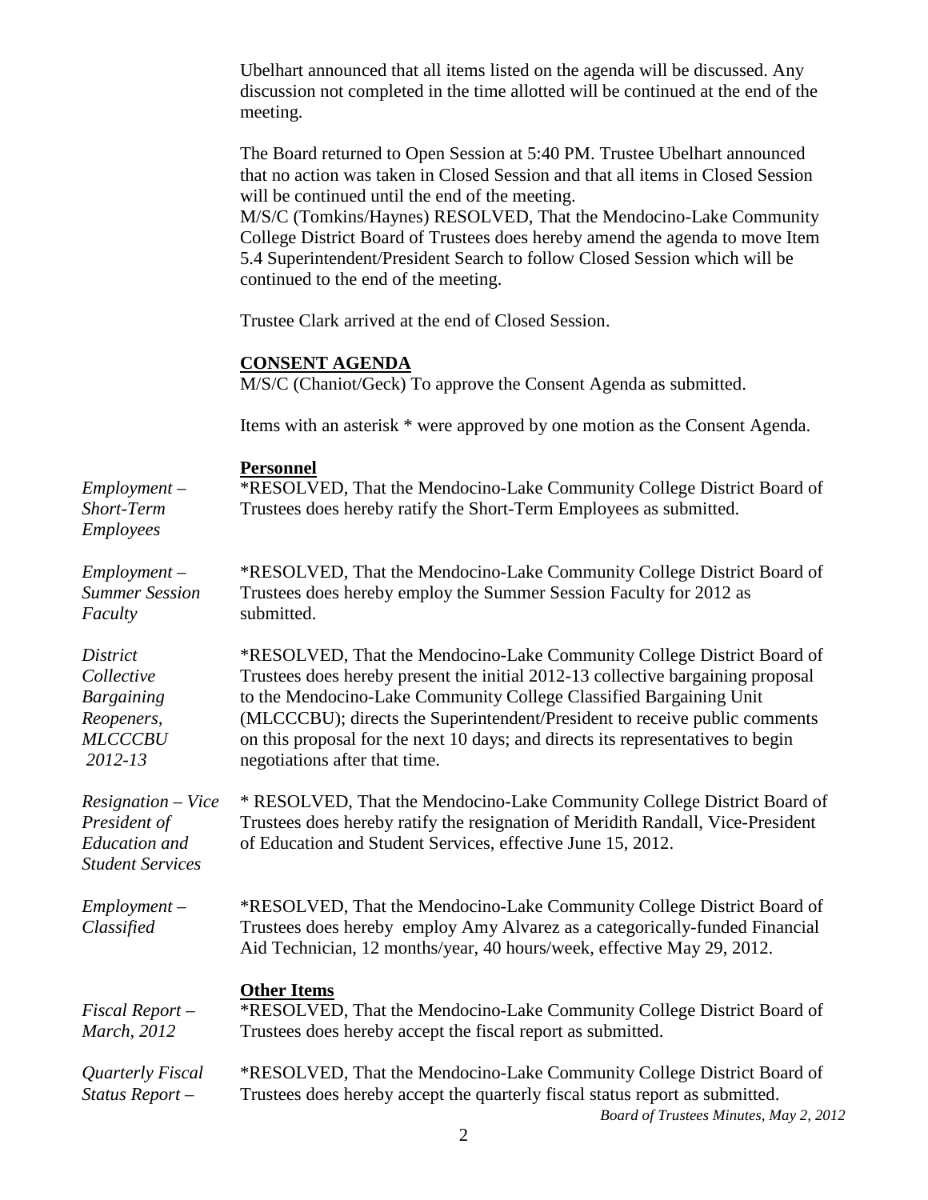Ubelhart announced that all items listed on the agenda will be discussed. Any discussion not completed in the time allotted will be continued at the end of the meeting.

The Board returned to Open Session at 5:40 PM. Trustee Ubelhart announced that no action was taken in Closed Session and that all items in Closed Session will be continued until the end of the meeting.
M/S/C (Tomkins/Haynes) RESOLVED, That the Mendocino-Lake Community College District Board of Trustees does hereby amend the agenda to move Item 5.4 Superintendent/President Search to follow Closed Session which will be continued to the end of the meeting.

Trustee Clark arrived at the end of Closed Session.

**CONSENT AGENDA**

M/S/C (Chaniot/Geck) To approve the Consent Agenda as submitted.

Items with an asterisk * were approved by one motion as the Consent Agenda.

**Personnel**

*Employment – Short-Term Employees*

*RESOLVED, That the Mendocino-Lake Community College District Board of Trustees does hereby ratify the Short-Term Employees as submitted.

*Employment – Summer Session Faculty*

*RESOLVED, That the Mendocino-Lake Community College District Board of Trustees does hereby employ the Summer Session Faculty for 2012 as submitted.

*District Collective Bargaining Reopeners, MLCCCBU 2012-13*

*RESOLVED, That the Mendocino-Lake Community College District Board of Trustees does hereby present the initial 2012-13 collective bargaining proposal to the Mendocino-Lake Community College Classified Bargaining Unit (MLCCCBU); directs the Superintendent/President to receive public comments on this proposal for the next 10 days; and directs its representatives to begin negotiations after that time.

*Resignation – Vice President of Education and Student Services*

* RESOLVED, That the Mendocino-Lake Community College District Board of Trustees does hereby ratify the resignation of Meridith Randall, Vice-President of Education and Student Services, effective June 15, 2012.

*Employment – Classified*

*RESOLVED, That the Mendocino-Lake Community College District Board of Trustees does hereby employ Amy Alvarez as a categorically-funded Financial Aid Technician, 12 months/year, 40 hours/week, effective May 29, 2012.

**Other Items**

*Fiscal Report – March, 2012*

*RESOLVED, That the Mendocino-Lake Community College District Board of Trustees does hereby accept the fiscal report as submitted.

*Quarterly Fiscal Status Report –*

*RESOLVED, That the Mendocino-Lake Community College District Board of Trustees does hereby accept the quarterly fiscal status report as submitted.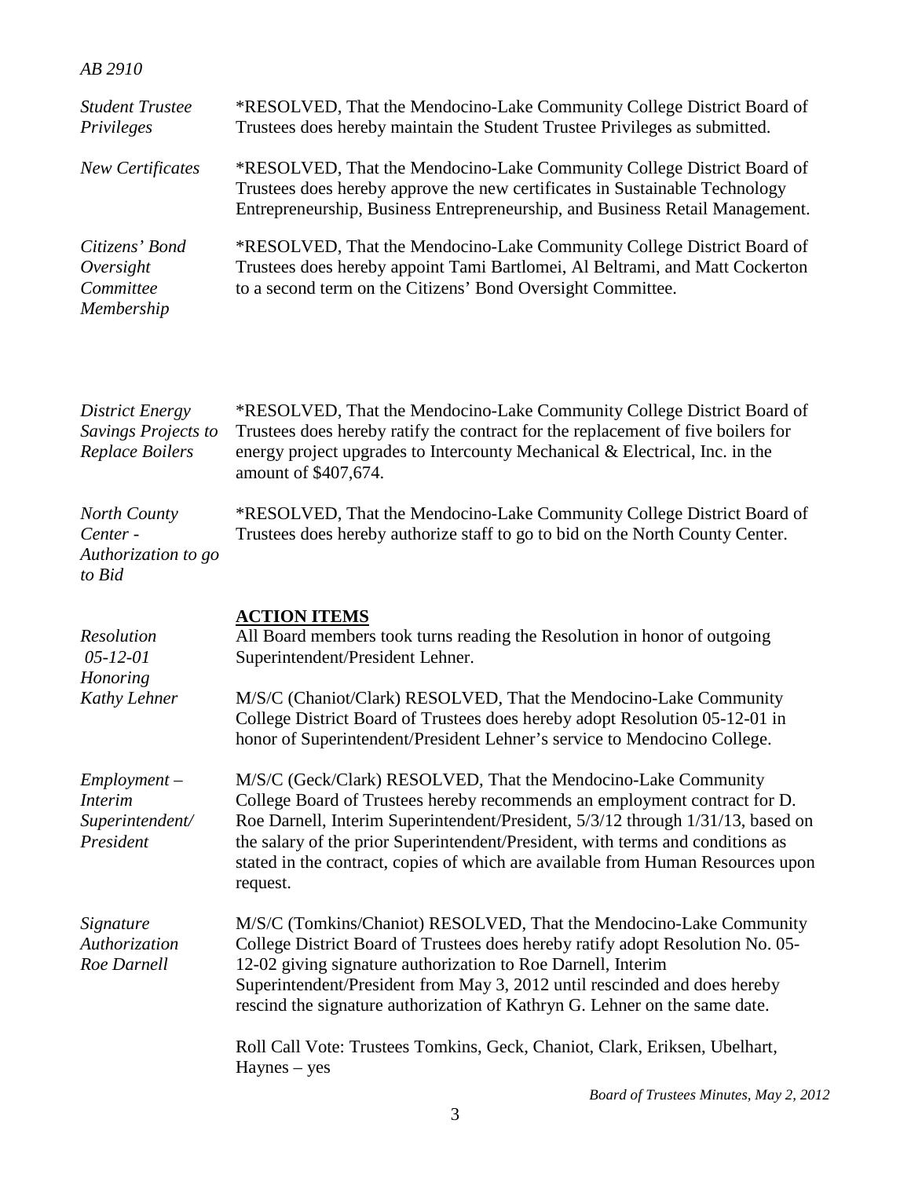*AB 2910*

*Student Trustee Privileges*

*RESOLVED, That the Mendocino-Lake Community College District Board of Trustees does hereby maintain the Student Trustee Privileges as submitted.

*New Certificates*

*RESOLVED, That the Mendocino-Lake Community College District Board of Trustees does hereby approve the new certificates in Sustainable Technology Entrepreneurship, Business Entrepreneurship, and Business Retail Management.

*Citizens' Bond Oversight Committee Membership*

*RESOLVED, That the Mendocino-Lake Community College District Board of Trustees does hereby appoint Tami Bartlomei, Al Beltrami, and Matt Cockerton to a second term on the Citizens' Bond Oversight Committee.

*District Energy Savings Projects to Replace Boilers*

*RESOLVED, That the Mendocino-Lake Community College District Board of Trustees does hereby ratify the contract for the replacement of five boilers for energy project upgrades to Intercounty Mechanical & Electrical, Inc. in the amount of $407,674.

*North County Center - Authorization to go to Bid*

*RESOLVED, That the Mendocino-Lake Community College District Board of Trustees does hereby authorize staff to go to bid on the North County Center.

## ACTION ITEMS

*Resolution 05-12-01 Honoring Kathy Lehner*

All Board members took turns reading the Resolution in honor of outgoing Superintendent/President Lehner.

M/S/C (Chaniot/Clark) RESOLVED, That the Mendocino-Lake Community College District Board of Trustees does hereby adopt Resolution 05-12-01 in honor of Superintendent/President Lehner's service to Mendocino College.

*Employment – Interim Superintendent/ President*

M/S/C (Geck/Clark) RESOLVED, That the Mendocino-Lake Community College Board of Trustees hereby recommends an employment contract for D. Roe Darnell, Interim Superintendent/President, 5/3/12 through 1/31/13, based on the salary of the prior Superintendent/President, with terms and conditions as stated in the contract, copies of which are available from Human Resources upon request.

*Signature Authorization Roe Darnell*

M/S/C (Tomkins/Chaniot) RESOLVED, That the Mendocino-Lake Community College District Board of Trustees does hereby ratify adopt Resolution No. 05-12-02 giving signature authorization to Roe Darnell, Interim Superintendent/President from May 3, 2012 until rescinded and does hereby rescind the signature authorization of Kathryn G. Lehner on the same date.

Roll Call Vote: Trustees Tomkins, Geck, Chaniot, Clark, Eriksen, Ubelhart, Haynes – yes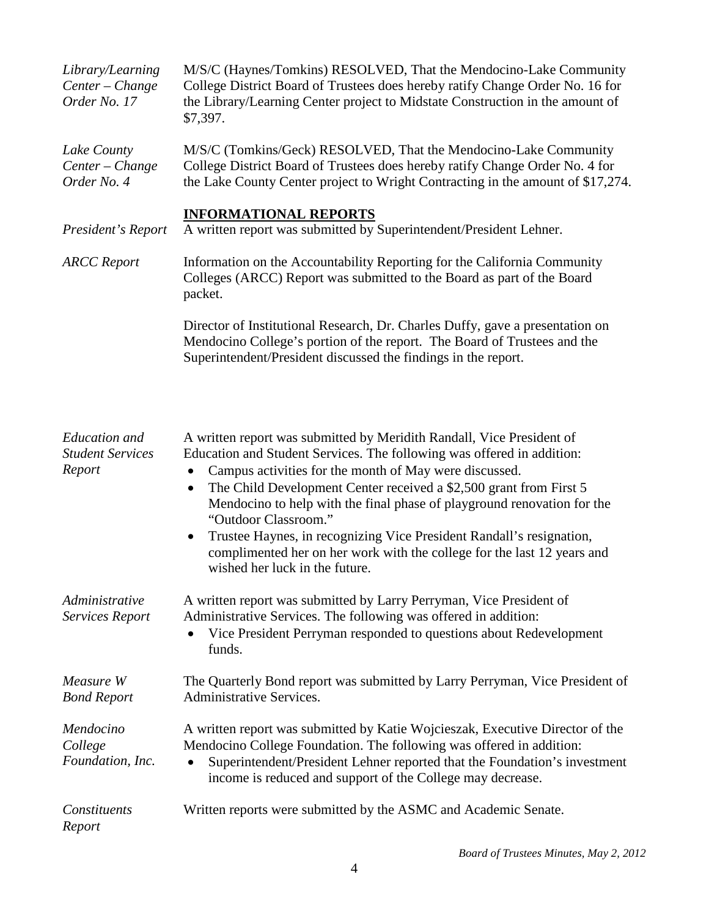*Library/Learning Center – Change Order No. 17*

M/S/C (Haynes/Tomkins) RESOLVED, That the Mendocino-Lake Community College District Board of Trustees does hereby ratify Change Order No. 16 for the Library/Learning Center project to Midstate Construction in the amount of $7,397.

*Lake County Center – Change Order No. 4*

M/S/C (Tomkins/Geck) RESOLVED, That the Mendocino-Lake Community College District Board of Trustees does hereby ratify Change Order No. 4 for the Lake County Center project to Wright Contracting in the amount of $17,274.

## INFORMATIONAL REPORTS

*President's Report*

A written report was submitted by Superintendent/President Lehner.

*ARCC Report*

Information on the Accountability Reporting for the California Community Colleges (ARCC) Report was submitted to the Board as part of the Board packet.

Director of Institutional Research, Dr. Charles Duffy, gave a presentation on Mendocino College's portion of the report. The Board of Trustees and the Superintendent/President discussed the findings in the report.

*Education and Student Services Report*

A written report was submitted by Meridith Randall, Vice President of Education and Student Services. The following was offered in addition:

- Campus activities for the month of May were discussed.
- The Child Development Center received a $2,500 grant from First 5 Mendocino to help with the final phase of playground renovation for the "Outdoor Classroom."
- Trustee Haynes, in recognizing Vice President Randall's resignation, complimented her on her work with the college for the last 12 years and wished her luck in the future.

*Administrative Services Report*

A written report was submitted by Larry Perryman, Vice President of Administrative Services. The following was offered in addition:

- Vice President Perryman responded to questions about Redevelopment funds.

*Measure W Bond Report*

The Quarterly Bond report was submitted by Larry Perryman, Vice President of Administrative Services.

*Mendocino College Foundation, Inc.*

A written report was submitted by Katie Wojcieszak, Executive Director of the Mendocino College Foundation. The following was offered in addition:

- Superintendent/President Lehner reported that the Foundation's investment income is reduced and support of the College may decrease.

*Constituents Report*

Written reports were submitted by the ASMC and Academic Senate.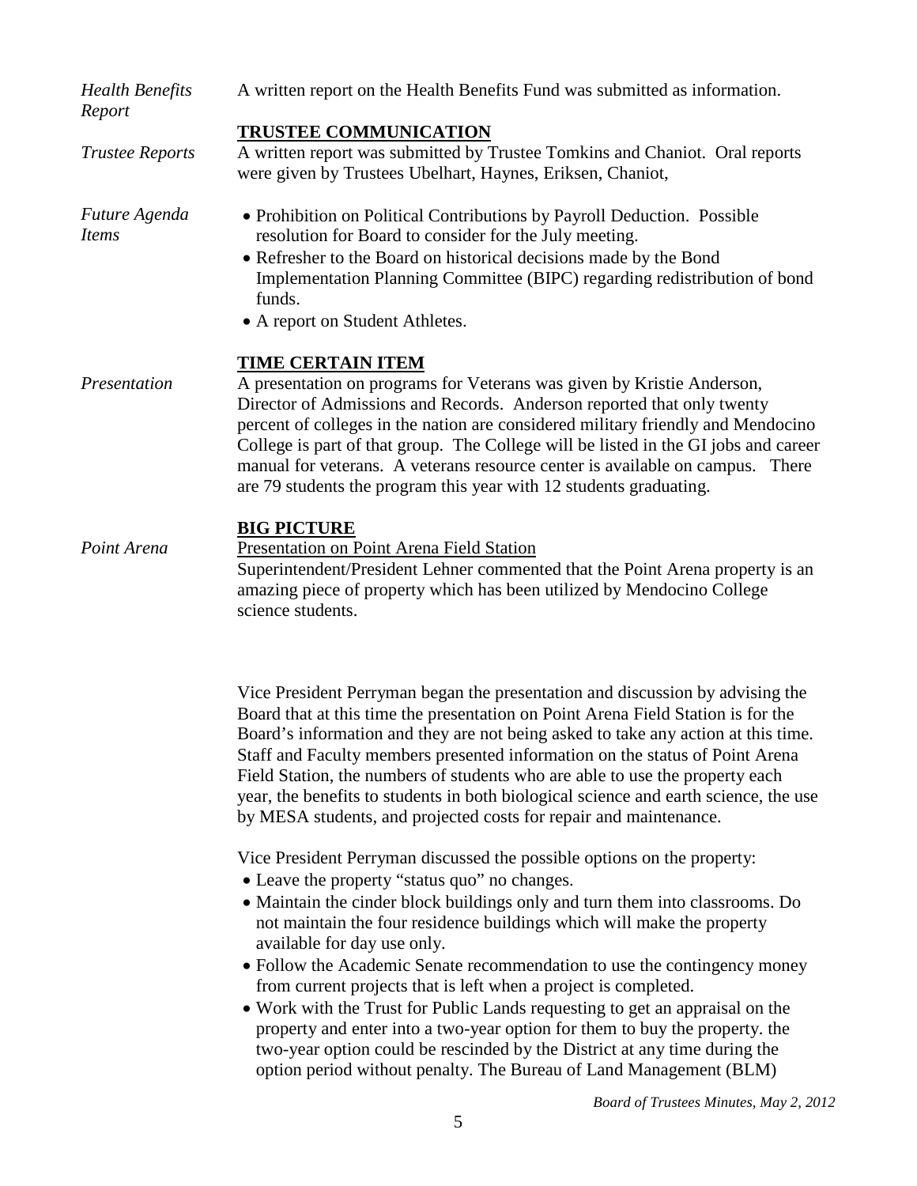*Health Benefits Report*

A written report on the Health Benefits Fund was submitted as information.

## TRUSTEE COMMUNICATION

*Trustee Reports*

A written report was submitted by Trustee Tomkins and Chaniot. Oral reports were given by Trustees Ubelhart, Haynes, Eriksen, Chaniot,

*Future Agenda Items*

- Prohibition on Political Contributions by Payroll Deduction. Possible resolution for Board to consider for the July meeting.
- Refresher to the Board on historical decisions made by the Bond Implementation Planning Committee (BIPC) regarding redistribution of bond funds.
- A report on Student Athletes.

## TIME CERTAIN ITEM

*Presentation*

A presentation on programs for Veterans was given by Kristie Anderson, Director of Admissions and Records. Anderson reported that only twenty percent of colleges in the nation are considered military friendly and Mendocino College is part of that group. The College will be listed in the GI jobs and career manual for veterans. A veterans resource center is available on campus. There are 79 students the program this year with 12 students graduating.

## BIG PICTURE

*Point Arena*

Presentation on Point Arena Field Station

Superintendent/President Lehner commented that the Point Arena property is an amazing piece of property which has been utilized by Mendocino College science students.

Vice President Perryman began the presentation and discussion by advising the Board that at this time the presentation on Point Arena Field Station is for the Board's information and they are not being asked to take any action at this time. Staff and Faculty members presented information on the status of Point Arena Field Station, the numbers of students who are able to use the property each year, the benefits to students in both biological science and earth science, the use by MESA students, and projected costs for repair and maintenance.

Vice President Perryman discussed the possible options on the property:

- Leave the property "status quo" no changes.
- Maintain the cinder block buildings only and turn them into classrooms. Do not maintain the four residence buildings which will make the property available for day use only.
- Follow the Academic Senate recommendation to use the contingency money from current projects that is left when a project is completed.
- Work with the Trust for Public Lands requesting to get an appraisal on the property and enter into a two-year option for them to buy the property. the two-year option could be rescinded by the District at any time during the option period without penalty. The Bureau of Land Management (BLM)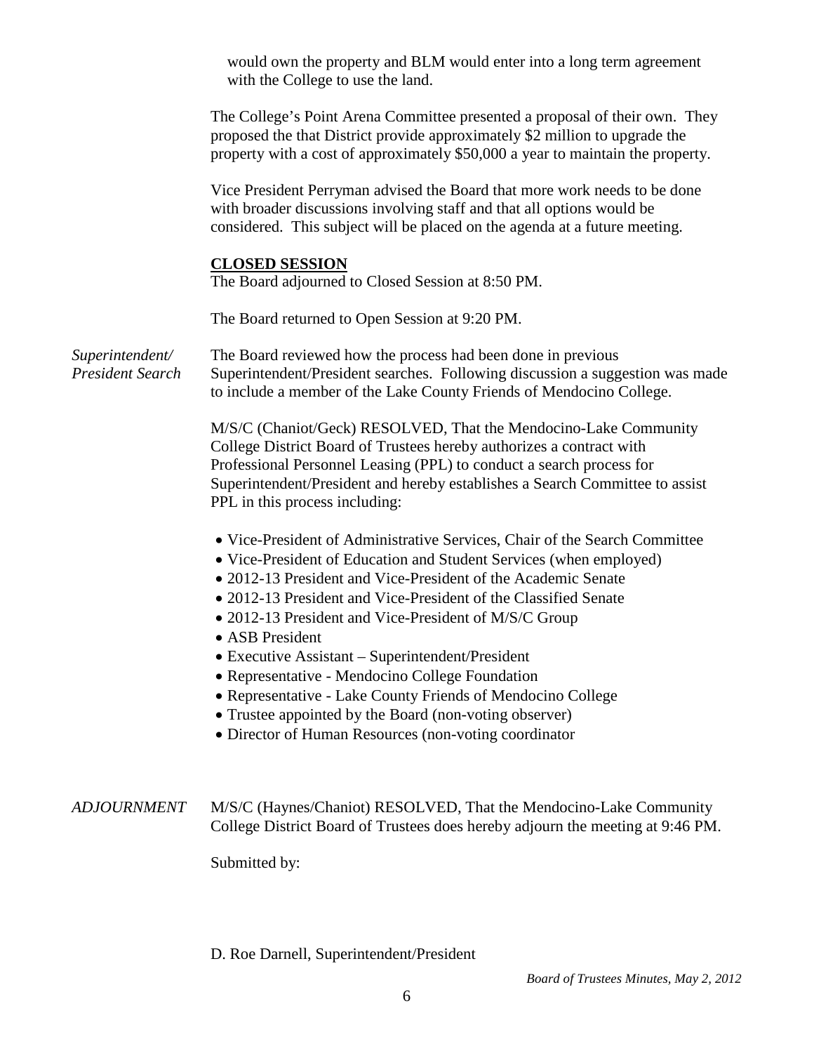would own the property and BLM would enter into a long term agreement with the College to use the land.

The College's Point Arena Committee presented a proposal of their own. They proposed the that District provide approximately $2 million to upgrade the property with a cost of approximately $50,000 a year to maintain the property.

Vice President Perryman advised the Board that more work needs to be done with broader discussions involving staff and that all options would be considered. This subject will be placed on the agenda at a future meeting.

## CLOSED SESSION

The Board adjourned to Closed Session at 8:50 PM.

The Board returned to Open Session at 9:20 PM.

*Superintendent/ President Search*

The Board reviewed how the process had been done in previous Superintendent/President searches. Following discussion a suggestion was made to include a member of the Lake County Friends of Mendocino College.

M/S/C (Chaniot/Geck) RESOLVED, That the Mendocino-Lake Community College District Board of Trustees hereby authorizes a contract with Professional Personnel Leasing (PPL) to conduct a search process for Superintendent/President and hereby establishes a Search Committee to assist PPL in this process including:

- Vice-President of Administrative Services, Chair of the Search Committee
- Vice-President of Education and Student Services (when employed)
- 2012-13 President and Vice-President of the Academic Senate
- 2012-13 President and Vice-President of the Classified Senate
- 2012-13 President and Vice-President of M/S/C Group
- ASB President
- Executive Assistant – Superintendent/President
- Representative - Mendocino College Foundation
- Representative - Lake County Friends of Mendocino College
- Trustee appointed by the Board (non-voting observer)
- Director of Human Resources (non-voting coordinator

*ADJOURNMENT*

M/S/C (Haynes/Chaniot) RESOLVED, That the Mendocino-Lake Community College District Board of Trustees does hereby adjourn the meeting at 9:46 PM.

Submitted by:

D. Roe Darnell, Superintendent/President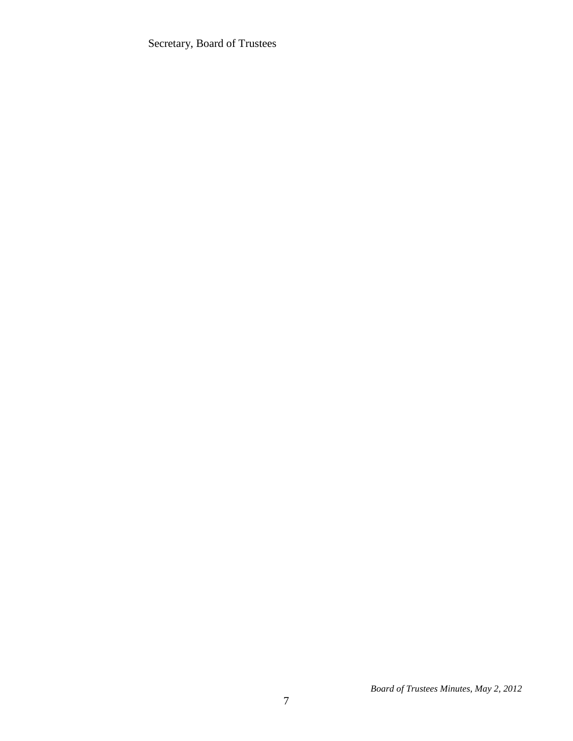Secretary, Board of Trustees